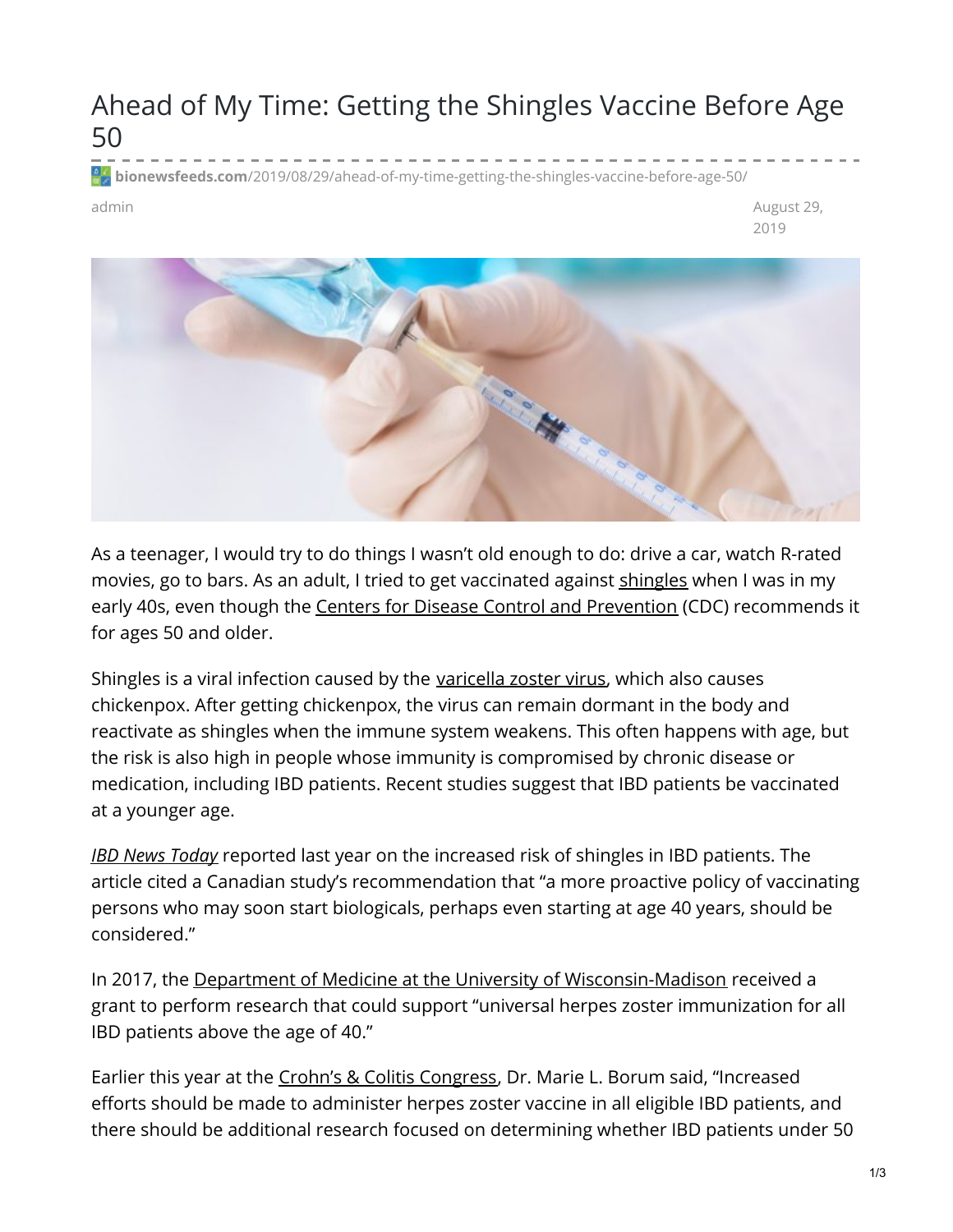# Ahead of My Time: Getting the Shingles Vaccine Before Age 50

bionewsfeeds.com/2019/08/29/ahead-of-my-time-getting-the-shingles-vaccine-before-age-50/

admin

August 29, 2019

As a teenager, I would try to do things I wasn't old enough to do: drive a car, watch R-rated movies, go to bars. As an adult, I tried to get vaccinated against shingles when I was in my early 40s, even though the Centers for Disease Control and Prevention (CDC) recommends it for ages 50 and older.

Shingles is a viral infection caused by the varicella zoster virus, which also causes chickenpox. After getting chickenpox, the virus can remain dormant in the body and reactivate as shingles when the immune system weakens. This often happens with age, but the risk is also high in people whose immunity is compromised by chronic disease or medication, including IBD patients. Recent studies suggest that IBD patients be vaccinated at a younger age.

*IBD News Today* reported last year on the increased risk of shingles in IBD patients. The article cited a Canadian study's recommendation that "a more proactive policy of vaccinating persons who may soon start biologicals, perhaps even starting at age 40 years, should be considered."

In 2017, the Department of Medicine at the University of Wisconsin-Madison received a grant to perform research that could support "universal herpes zoster immunization for all IBD patients above the age of 40."

Earlier this year at the Crohn's & Colitis Congress, Dr. Marie L. Borum said, "Increased efforts should be made to administer herpes zoster vaccine in all eligible IBD patients, and there should be additional research focused on determining whether IBD patients under 50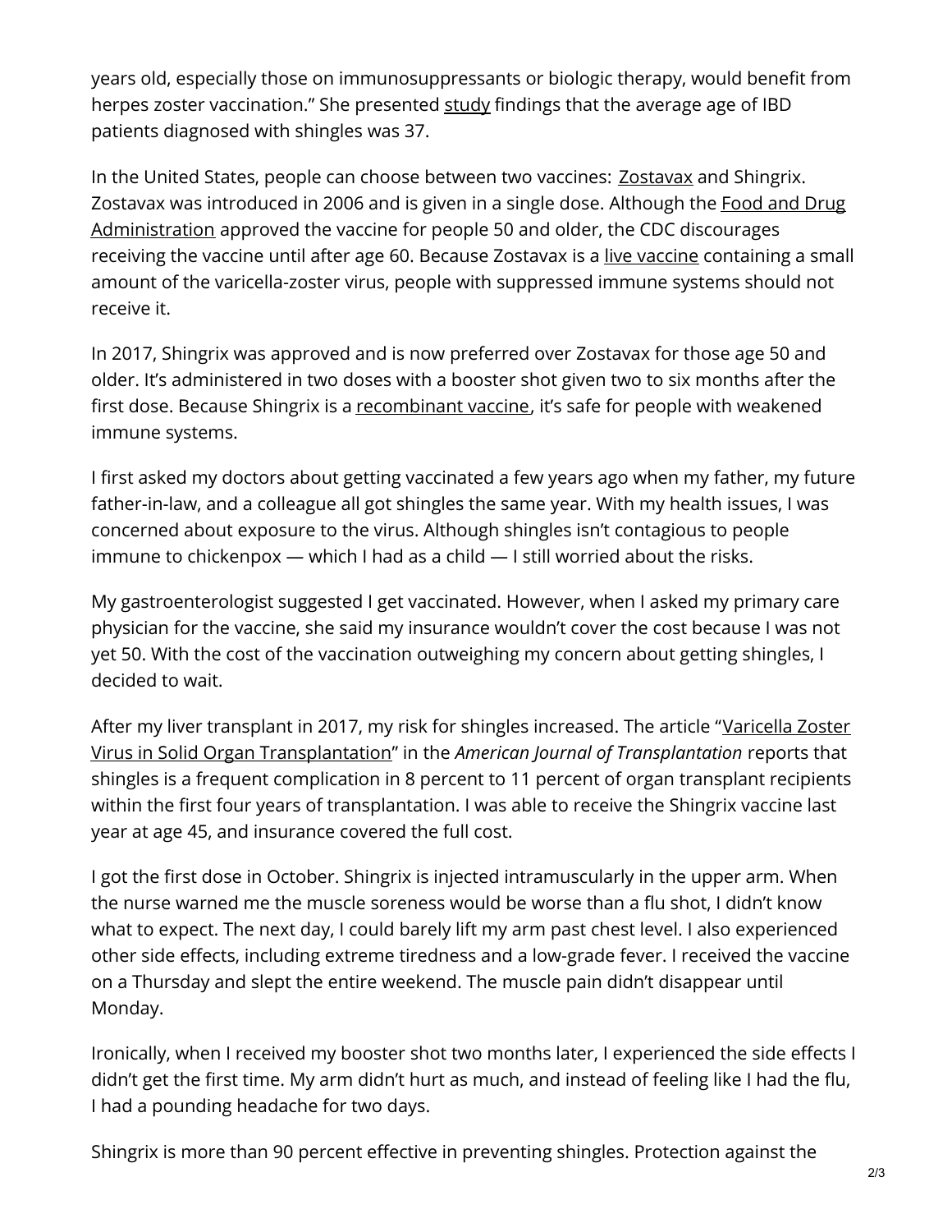years old, especially those on immunosuppressants or biologic therapy, would benefit from herpes zoster vaccination." She presented study findings that the average age of IBD patients diagnosed with shingles was 37.

In the United States, people can choose between two vaccines: Zostavax and Shingrix. Zostavax was introduced in 2006 and is given in a single dose. Although the Food and Drug Administration approved the vaccine for people 50 and older, the CDC discourages receiving the vaccine until after age 60. Because Zostavax is a live vaccine containing a small amount of the varicella-zoster virus, people with suppressed immune systems should not receive it.

In 2017, Shingrix was approved and is now preferred over Zostavax for those age 50 and older. It's administered in two doses with a booster shot given two to six months after the first dose. Because Shingrix is a recombinant vaccine, it's safe for people with weakened immune systems.

I first asked my doctors about getting vaccinated a few years ago when my father, my future father-in-law, and a colleague all got shingles the same year. With my health issues, I was concerned about exposure to the virus. Although shingles isn't contagious to people immune to chickenpox — which I had as a child — I still worried about the risks.

My gastroenterologist suggested I get vaccinated. However, when I asked my primary care physician for the vaccine, she said my insurance wouldn't cover the cost because I was not yet 50. With the cost of the vaccination outweighing my concern about getting shingles, I decided to wait.

After my liver transplant in 2017, my risk for shingles increased. The article "Varicella Zoster Virus in Solid Organ Transplantation" in the *American Journal of Transplantation* reports that shingles is a frequent complication in 8 percent to 11 percent of organ transplant recipients within the first four years of transplantation. I was able to receive the Shingrix vaccine last year at age 45, and insurance covered the full cost.

I got the first dose in October. Shingrix is injected intramuscularly in the upper arm. When the nurse warned me the muscle soreness would be worse than a flu shot, I didn't know what to expect. The next day, I could barely lift my arm past chest level. I also experienced other side effects, including extreme tiredness and a low-grade fever. I received the vaccine on a Thursday and slept the entire weekend. The muscle pain didn't disappear until Monday.

Ironically, when I received my booster shot two months later, I experienced the side effects I didn't get the first time. My arm didn't hurt as much, and instead of feeling like I had the flu, I had a pounding headache for two days.

Shingrix is more than 90 percent effective in preventing shingles. Protection against the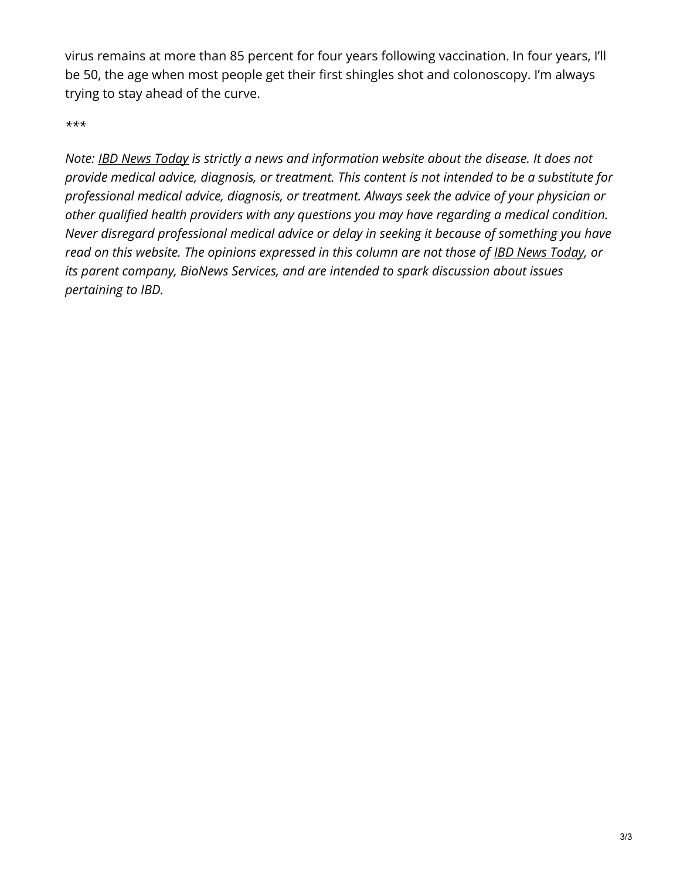virus remains at more than 85 percent for four years following vaccination. In four years, I'll be 50, the age when most people get their first shingles shot and colonoscopy. I'm always trying to stay ahead of the curve.

***

*Note: IBD News Today is strictly a news and information website about the disease. It does not provide medical advice, diagnosis, or treatment. This content is not intended to be a substitute for professional medical advice, diagnosis, or treatment. Always seek the advice of your physician or other qualified health providers with any questions you may have regarding a medical condition. Never disregard professional medical advice or delay in seeking it because of something you have read on this website. The opinions expressed in this column are not those of IBD News Today, or its parent company, BioNews Services, and are intended to spark discussion about issues pertaining to IBD.*